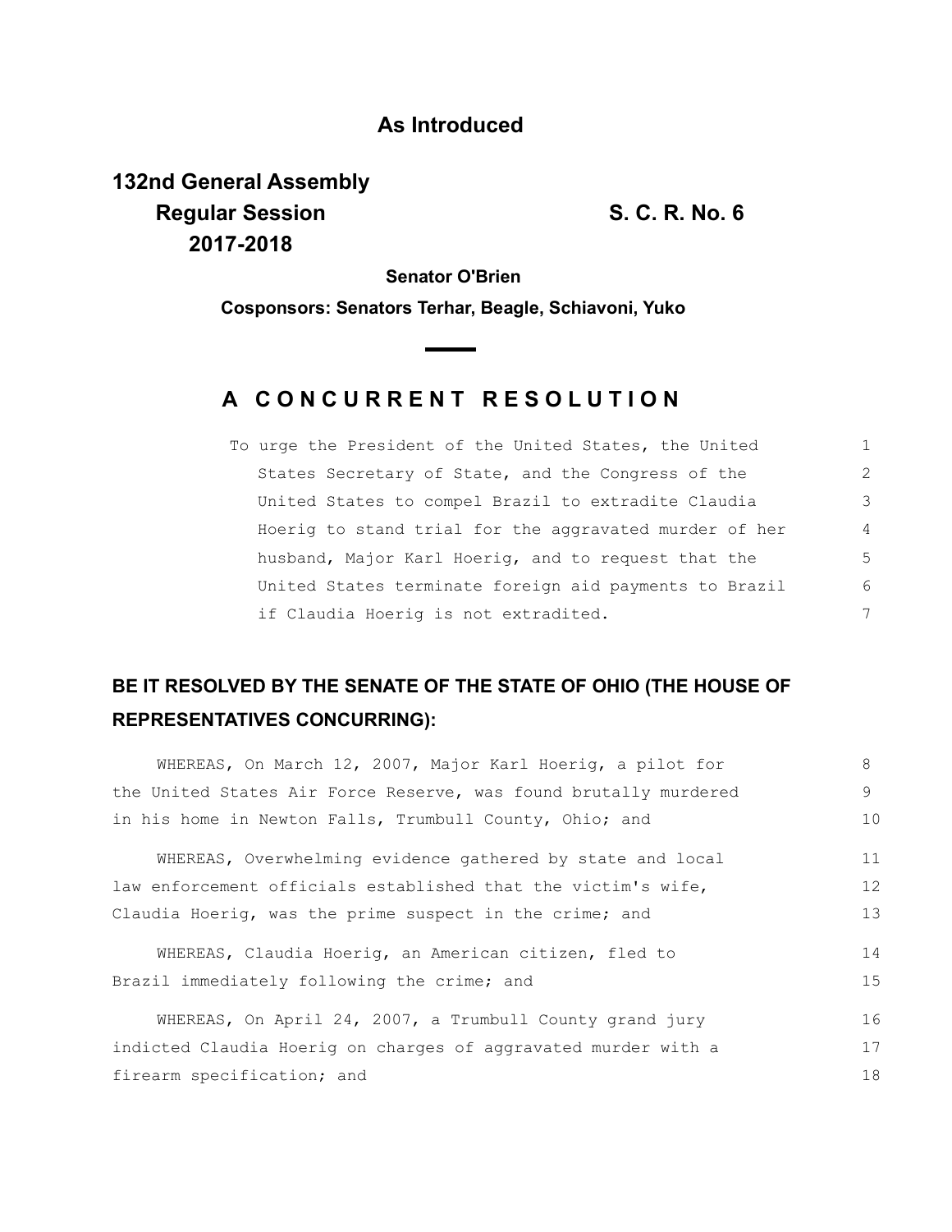**As Introduced**

**132nd General Assembly**
**Regular Session** **S. C. R. No. 6**
**2017-2018**

**Senator O'Brien**

**Cosponsors: Senators Terhar, Beagle, Schiavoni, Yuko**

# A CONCURRENT RESOLUTION

To urge the President of the United States, the United States Secretary of State, and the Congress of the United States to compel Brazil to extradite Claudia Hoerig to stand trial for the aggravated murder of her husband, Major Karl Hoerig, and to request that the United States terminate foreign aid payments to Brazil if Claudia Hoerig is not extradited.

**BE IT RESOLVED BY THE SENATE OF THE STATE OF OHIO (THE HOUSE OF REPRESENTATIVES CONCURRING):**

WHEREAS, On March 12, 2007, Major Karl Hoerig, a pilot for the United States Air Force Reserve, was found brutally murdered in his home in Newton Falls, Trumbull County, Ohio; and

WHEREAS, Overwhelming evidence gathered by state and local law enforcement officials established that the victim's wife, Claudia Hoerig, was the prime suspect in the crime; and

WHEREAS, Claudia Hoerig, an American citizen, fled to Brazil immediately following the crime; and

WHEREAS, On April 24, 2007, a Trumbull County grand jury indicted Claudia Hoerig on charges of aggravated murder with a firearm specification; and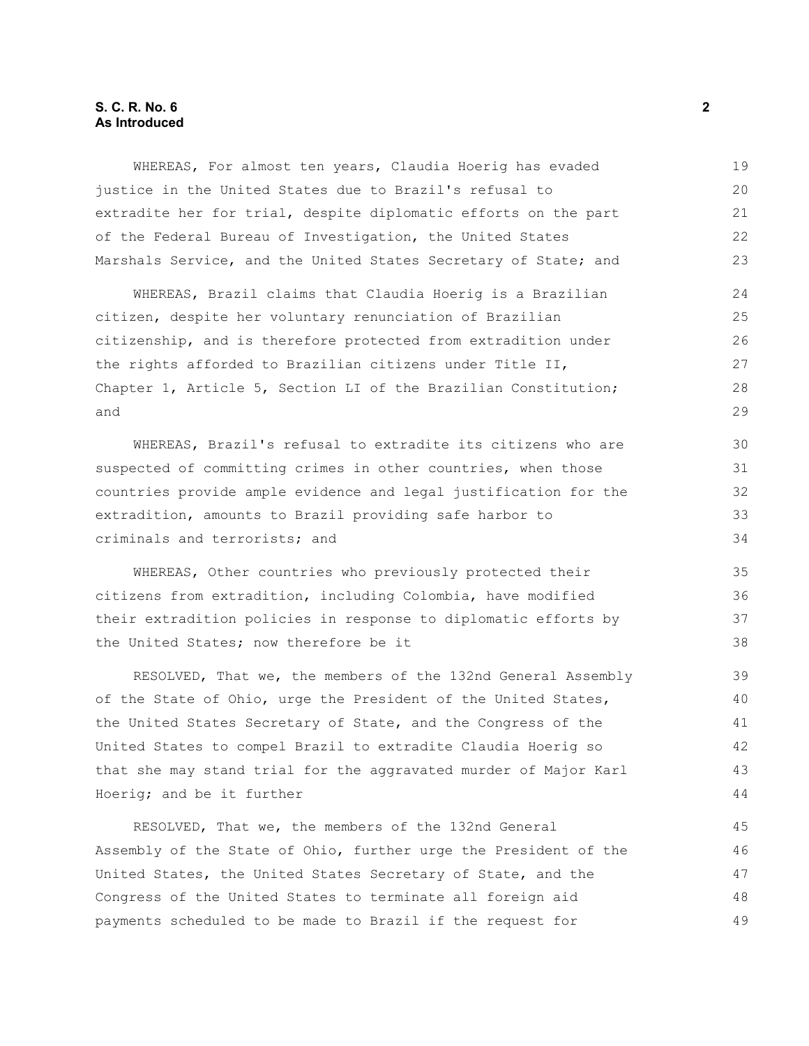WHEREAS, For almost ten years, Claudia Hoerig has evaded justice in the United States due to Brazil's refusal to extradite her for trial, despite diplomatic efforts on the part of the Federal Bureau of Investigation, the United States Marshals Service, and the United States Secretary of State; and

WHEREAS, Brazil claims that Claudia Hoerig is a Brazilian citizen, despite her voluntary renunciation of Brazilian citizenship, and is therefore protected from extradition under the rights afforded to Brazilian citizens under Title II, Chapter 1, Article 5, Section LI of the Brazilian Constitution; and

WHEREAS, Brazil's refusal to extradite its citizens who are suspected of committing crimes in other countries, when those countries provide ample evidence and legal justification for the extradition, amounts to Brazil providing safe harbor to criminals and terrorists; and

WHEREAS, Other countries who previously protected their citizens from extradition, including Colombia, have modified their extradition policies in response to diplomatic efforts by the United States; now therefore be it

RESOLVED, That we, the members of the 132nd General Assembly of the State of Ohio, urge the President of the United States, the United States Secretary of State, and the Congress of the United States to compel Brazil to extradite Claudia Hoerig so that she may stand trial for the aggravated murder of Major Karl Hoerig; and be it further

RESOLVED, That we, the members of the 132nd General Assembly of the State of Ohio, further urge the President of the United States, the United States Secretary of State, and the Congress of the United States to terminate all foreign aid payments scheduled to be made to Brazil if the request for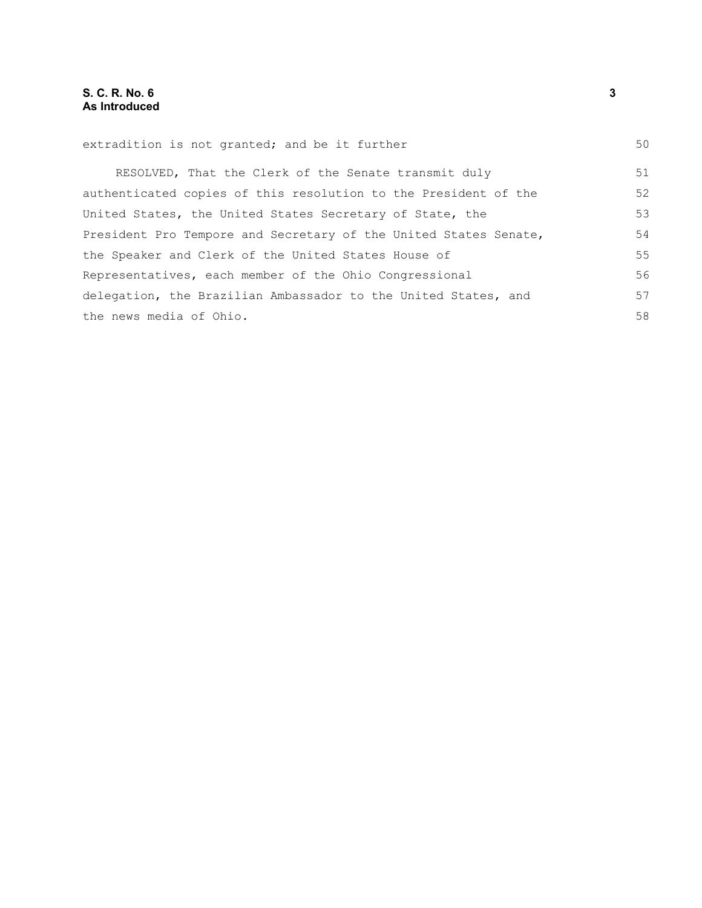extradition is not granted; and be it further

RESOLVED, That the Clerk of the Senate transmit duly authenticated copies of this resolution to the President of the United States, the United States Secretary of State, the President Pro Tempore and Secretary of the United States Senate, the Speaker and Clerk of the United States House of Representatives, each member of the Ohio Congressional delegation, the Brazilian Ambassador to the United States, and the news media of Ohio.